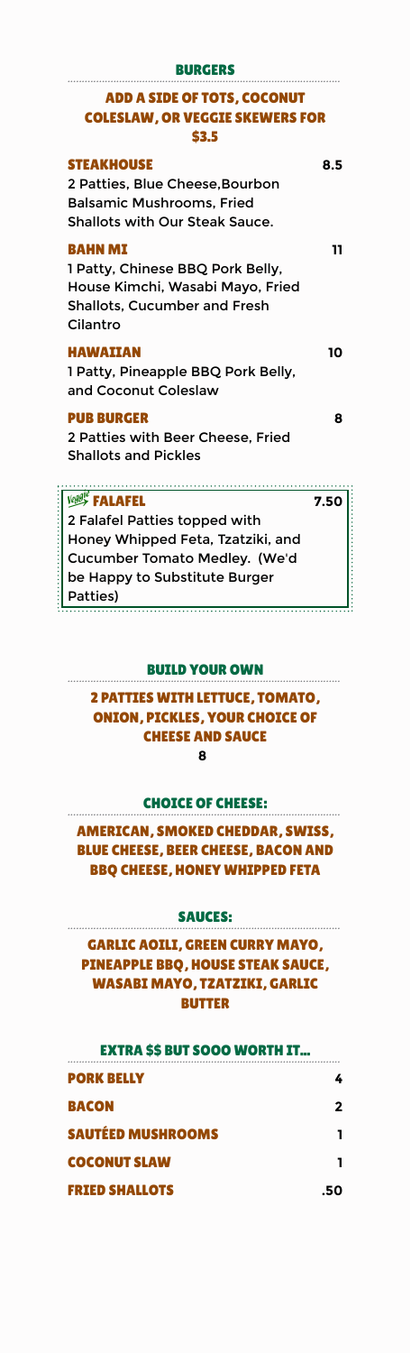## BURGERS

### ADD A SIDE OF TOTS, COCONUT COLESLAW, OR VEGGIE SKEWERS FOR $3.5

**STEAKHOUSE** 8.5
2 Patties, Blue Cheese,Bourbon Balsamic Mushrooms, Fried Shallots with Our Steak Sauce.

**BAHN MI** 11
1 Patty, Chinese BBQ Pork Belly, House Kimchi, Wasabi Mayo, Fried Shallots, Cucumber and Fresh Cilantro

**HAWAIIAN** 10
1 Patty, Pineapple BBQ Pork Belly, and Coconut Coleslaw

**PUB BURGER** 8
2 Patties with Beer Cheese, Fried Shallots and Pickles

**Veggie FALAFEL** 7.50
2 Falafel Patties topped with Honey Whipped Feta, Tzatziki, and Cucumber Tomato Medley. (We'd be Happy to Substitute Burger Patties)

## BUILD YOUR OWN

### 2 PATTIES WITH LETTUCE, TOMATO, ONION, PICKLES, YOUR CHOICE OF CHEESE AND SAUCE

8

## CHOICE OF CHEESE:

AMERICAN, SMOKED CHEDDAR, SWISS, BLUE CHEESE, BEER CHEESE, BACON AND BBQ CHEESE, HONEY WHIPPED FETA

## SAUCES:

GARLIC AOILI, GREEN CURRY MAYO, PINEAPPLE BBQ, HOUSE STEAK SAUCE, WASABI MAYO, TZATZIKI, GARLIC BUTTER

## EXTRA $$ BUT SOOO WORTH IT...

| Item | Price |
|---|---|
| PORK BELLY | 4 |
| BACON | 2 |
| SAUTÉED MUSHROOMS | 1 |
| COCONUT SLAW | 1 |
| FRIED SHALLOTS | .50 |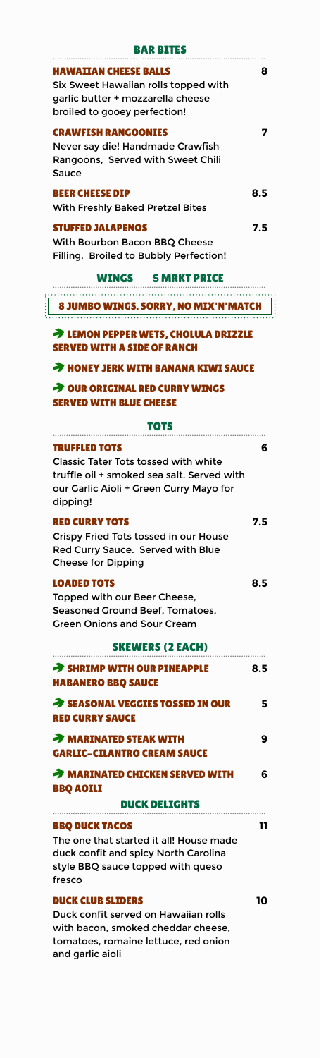## BAR BITES

**HAWAIIAN CHEESE BALLS** 8
Six Sweet Hawaiian rolls topped with garlic butter + mozzarella cheese broiled to gooey perfection!

**CRAWFISH RANGOONIES** 7
Never say die! Handmade Crawfish Rangoons, Served with Sweet Chili Sauce

**BEER CHEESE DIP** 8.5
With Freshly Baked Pretzel Bites

**STUFFED JALAPENOS** 7.5
With Bourbon Bacon BBQ Cheese Filling. Broiled to Bubbly Perfection!

## WINGS $ MRKT PRICE

**8 JUMBO WINGS. SORRY, NO MIX'N'MATCH**

- **LEMON PEPPER WETS, CHOLULA DRIZZLE SERVED WITH A SIDE OF RANCH**
- **HONEY JERK WITH BANANA KIWI SAUCE**
- **OUR ORIGINAL RED CURRY WINGS SERVED WITH BLUE CHEESE**

## TOTS

**TRUFFLED TOTS** 6
Classic Tater Tots tossed with white truffle oil + smoked sea salt. Served with our Garlic Aioli + Green Curry Mayo for dipping!

**RED CURRY TOTS** 7.5
Crispy Fried Tots tossed in our House Red Curry Sauce. Served with Blue Cheese for Dipping

**LOADED TOTS** 8.5
Topped with our Beer Cheese, Seasoned Ground Beef, Tomatoes, Green Onions and Sour Cream

## SKEWERS (2 EACH)

- **SHRIMP WITH OUR PINEAPPLE HABANERO BBQ SAUCE** 8.5
- **SEASONAL VEGGIES TOSSED IN OUR RED CURRY SAUCE** 5
- **MARINATED STEAK WITH GARLIC-CILANTRO CREAM SAUCE** 9
- **MARINATED CHICKEN SERVED WITH BBQ AOILI** 6

## DUCK DELIGHTS

**BBQ DUCK TACOS** 11
The one that started it all! House made duck confit and spicy North Carolina style BBQ sauce topped with queso fresco

**DUCK CLUB SLIDERS** 10
Duck confit served on Hawaiian rolls with bacon, smoked cheddar cheese, tomatoes, romaine lettuce, red onion and garlic aioli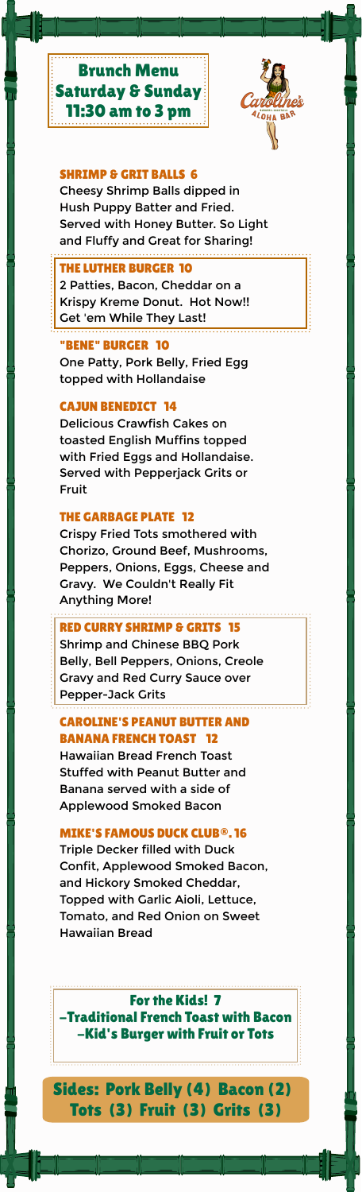# Brunch Menu
## Saturday & Sunday
## 11:30 am to 3 pm

Caroline's Aloha Bar

### SHRIMP & GRIT BALLS 6

Cheesy Shrimp Balls dipped in Hush Puppy Batter and Fried. Served with Honey Butter. So Light and Fluffy and Great for Sharing!

### THE LUTHER BURGER 10

2 Patties, Bacon, Cheddar on a Krispy Kreme Donut. Hot Now!! Get 'em While They Last!

### "BENE" BURGER 10

One Patty, Pork Belly, Fried Egg topped with Hollandaise

### CAJUN BENEDICT 14

Delicious Crawfish Cakes on toasted English Muffins topped with Fried Eggs and Hollandaise. Served with Pepperjack Grits or Fruit

### THE GARBAGE PLATE 12

Crispy Fried Tots smothered with Chorizo, Ground Beef, Mushrooms, Peppers, Onions, Eggs, Cheese and Gravy. We Couldn't Really Fit Anything More!

### RED CURRY SHRIMP & GRITS 15

Shrimp and Chinese BBQ Pork Belly, Bell Peppers, Onions, Creole Gravy and Red Curry Sauce over Pepper-Jack Grits

### CAROLINE'S PEANUT BUTTER AND BANANA FRENCH TOAST 12

Hawaiian Bread French Toast Stuffed with Peanut Butter and Banana served with a side of Applewood Smoked Bacon

### MIKE'S FAMOUS DUCK CLUB®. 16

Triple Decker filled with Duck Confit, Applewood Smoked Bacon, and Hickory Smoked Cheddar, Topped with Garlic Aioli, Lettuce, Tomato, and Red Onion on Sweet Hawaiian Bread

### For the Kids! 7

- Traditional French Toast with Bacon
- Kid's Burger with Fruit or Tots

### Sides: Pork Belly (4) Bacon (2) Tots (3) Fruit (3) Grits (3)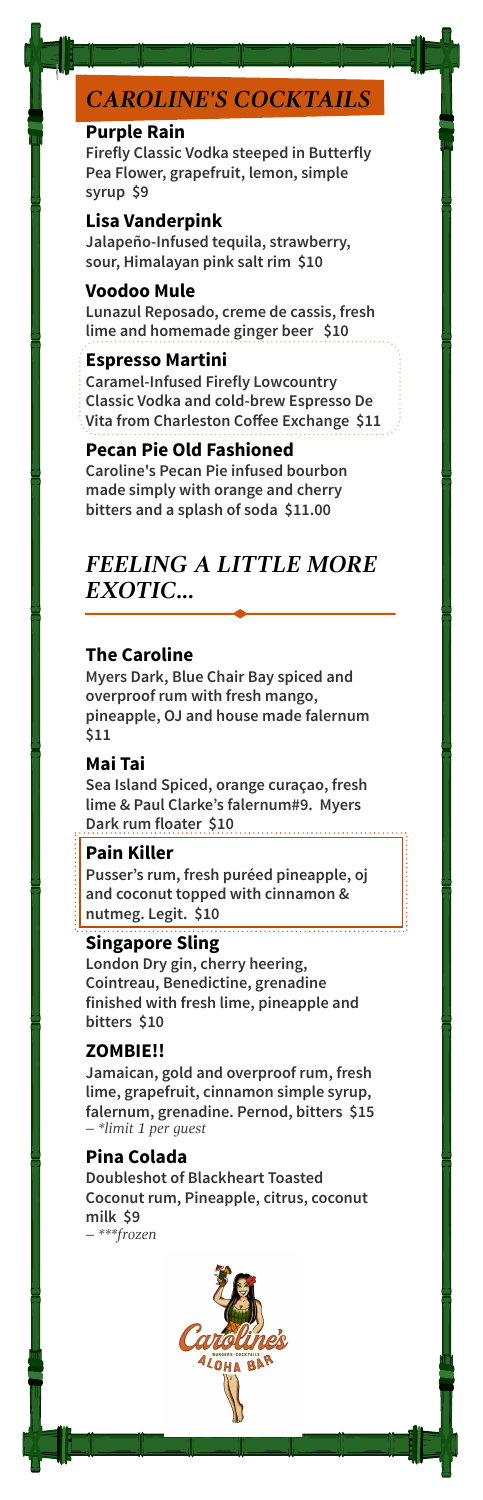# CAROLINE'S COCKTAILS

### Purple Rain

Firefly Classic Vodka steeped in Butterfly Pea Flower, grapefruit, lemon, simple syrup $9

### Lisa Vanderpink

Jalapeño-Infused tequila, strawberry, sour, Himalayan pink salt rim $10

### Voodoo Mule

Lunazul Reposado, creme de cassis, fresh lime and homemade ginger beer $10

### Espresso Martini

Caramel-Infused Firefly Lowcountry Classic Vodka and cold-brew Espresso De Vita from Charleston Coffee Exchange $11

### Pecan Pie Old Fashioned

Caroline's Pecan Pie infused bourbon made simply with orange and cherry bitters and a splash of soda $11.00

# FEELING A LITTLE MORE EXOTIC...

### The Caroline

Myers Dark, Blue Chair Bay spiced and overproof rum with fresh mango, pineapple, OJ and house made falernum $11

### Mai Tai

Sea Island Spiced, orange curaçao, fresh lime & Paul Clarke's falernum#9. Myers Dark rum floater $10

### Pain Killer

Pusser's rum, fresh puréed pineapple, oj and coconut topped with cinnamon & nutmeg. Legit. $10

### Singapore Sling

London Dry gin, cherry heering, Cointreau, Benedictine, grenadine finished with fresh lime, pineapple and bitters $10

### ZOMBIE!!

Jamaican, gold and overproof rum, fresh lime, grapefruit, cinnamon simple syrup, falernum, grenadine. Pernod, bitters $15

– *\*limit 1 per guest*

### Pina Colada

Doubleshot of Blackheart Toasted Coconut rum, Pineapple, citrus, coconut milk $9

– *\*\*\*frozen*

Caroline's
BURGERS · COCKTAILS
ALOHA BAR